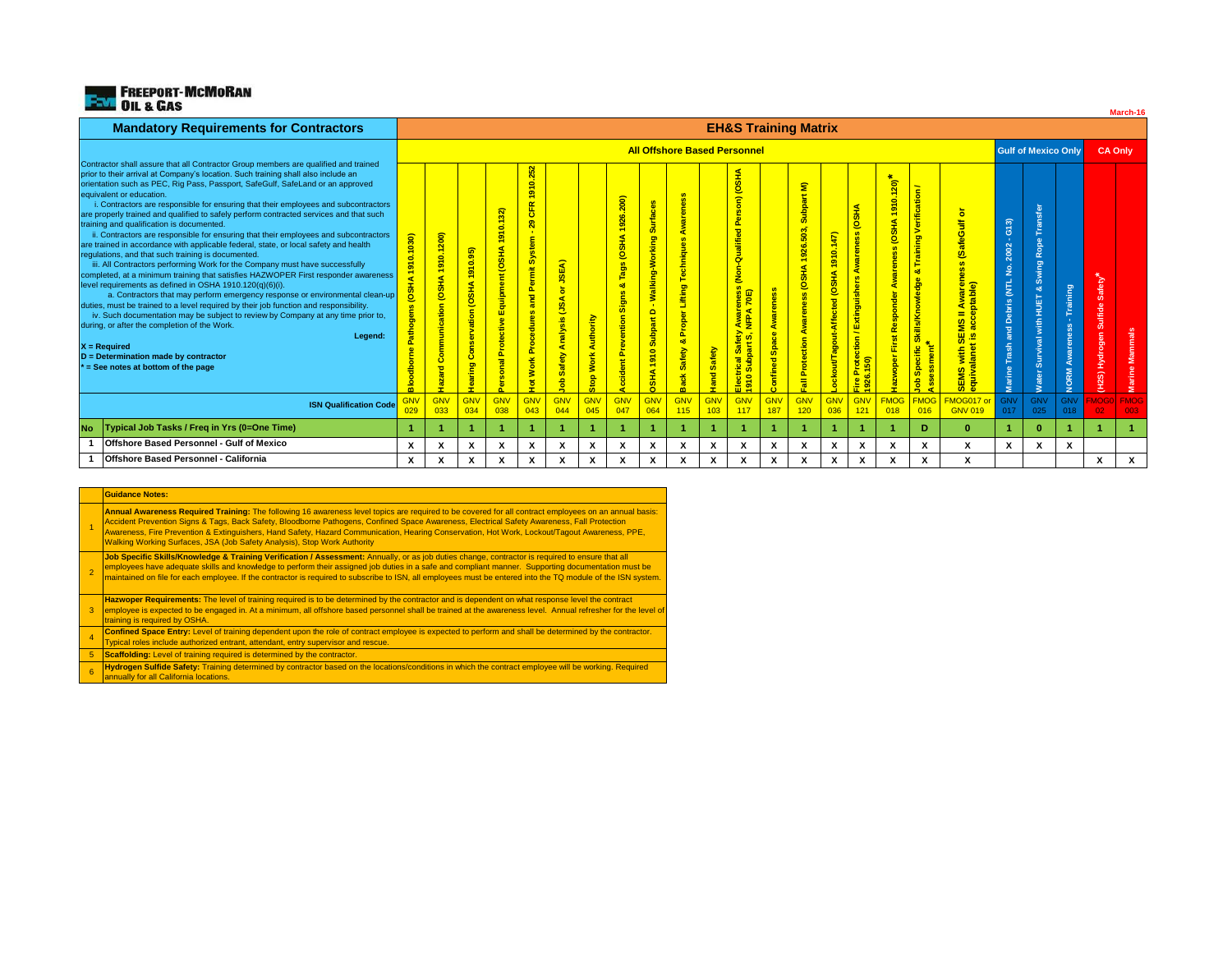FREEPORT-McMoRAN OIL & GAS

March-16

## Mandatory Requirements for Contractors

Contractor shall assure that all Contractor Group members are qualified and trained prior to their arrival at Company's location. Such training shall also include an orientation such as PEC, Rig Pass, Passport, SafeGulf, SafeLand or an approved equivalent or education.

i. Contractors are responsible for ensuring that their employees and subcontractors are properly trained and qualified to safely perform contracted services and that such training and qualification is documented.

ii. Contractors are responsible for ensuring that their employees and subcontractors are trained in accordance with applicable federal, state, or local safety and health regulations, and that such training is documented.

iii. All Contractors performing Work for the Company must have successfully completed, at a minimum training that satisfies HAZWOPER First responder awareness level requirements as defined in OSHA 1910.120(q)(6)(i).

a. Contractors that may perform emergency response or environmental clean-up duties, must be trained to a level required by their job function and responsibility.

iv. Such documentation may be subject to review by Company at any time prior to, during, or after the completion of the Work.

**Legend:**

**X = Required**
**D = Determination made by contractor**
*** = See notes at bottom of the page**

## EH&S Training Matrix

| | | All Offshore Based Personnel | | | | | | | | | | | | | | | | | | | Gulf of Mexico Only | | | CA Only | |
|---|---|---|---|---|---|---|---|---|---|---|---|---|---|---|---|---|---|---|---|---|---|---|---|---|---|
| | | Bloodborne Pathogens (OSHA 1910.1030) | Hazard Communication (OSHA 1910.1200) | Hearing Conservation (OSHA 1910.95) | Personal Protective Equipment (OSHA 1910.132) | Hot Work Procedures and Permit System - 29 CFR 1910.252 | Job Safety Analysis (JSA or JSEA) | Stop Work Authority | Accident Prevention Signs & Tags (OSHA 1926.200) | OSHA 1910 Subpart D - Walking-Working Surfaces | Back Safety & Proper Lifting Techniques Awareness | Hand Safety | Electrical Safety Awareness (Non-Qualified Person) (OSHA 1910 Subpart S, NFPA 70E) | Confined Space Awareness | Fall Protection Awareness (OSHA 1926.503, Subpart M) | Lockout/Tagout-Affected (OSHA 1910.147) | Fire Protection / Extinguishers Awareness (OSHA 1926.150) | Hazwoper First Responder Awareness (OSHA 1910.120)* | Job Specific Skills/Knowledge & Training Verification / Assessment* | SEMS with SEMS II Awareness (SafeGulf or equivalanet is acceptable) | Marine Trash and Debris (NTL No. 2002 - G13) | Water Survival with HUET & Swing Rope Transfer | NORM Awareness - Training | (H2S) Hydrogen Sulfide Safety* | Marine Mammals |
| | **ISN Qualification Code** | GNV 029 | GNV 033 | GNV 034 | GNV 038 | GNV 043 | GNV 044 | GNV 045 | GNV 047 | GNV 064 | GNV 115 | GNV 103 | GNV 117 | GNV 187 | GNV 120 | GNV 036 | GNV 121 | FMOG 018 | FMOG 016 | FMOG017 or GNV 019 | GNV 017 | GNV 025 | GNV 018 | FMOG 02 | FMOG 003 |
| **No** | **Typical Job Tasks / Freq in Yrs (0=One Time)** | 1 | 1 | 1 | 1 | 1 | 1 | 1 | 1 | 1 | 1 | 1 | 1 | 1 | 1 | 1 | 1 | 1 | D | 0 | 1 | 0 | 1 | 1 | 1 |
| 1 | **Offshore Based Personnel - Gulf of Mexico** | X | X | X | X | X | X | X | X | X | X | X | X | X | X | X | X | X | X | X | X | X | X | | |
| 1 | **Offshore Based Personnel - California** | X | X | X | X | X | X | X | X | X | X | X | X | X | X | X | X | X | X | X | | | | X | X |

| | **Guidance Notes:** |
|---|---|
| 1 | **Annual Awareness Required Training:** The following 16 awareness level topics are required to be covered for all contract employees on an annual basis: Accident Prevention Signs & Tags, Back Safety, Bloodborne Pathogens, Confined Space Awareness, Electrical Safety Awareness, Fall Protection Awareness, Fire Prevention & Extinguishers, Hand Safety, Hazard Communication, Hearing Conservation, Hot Work, Lockout/Tagout Awareness, PPE, Walking Working Surfaces, JSA (Job Safety Analysis), Stop Work Authority |
| 2 | **Job Specific Skills/Knowledge & Training Verification / Assessment:** Annually, or as job duties change, contractor is required to ensure that all employees have adequate skills and knowledge to perform their assigned job duties in a safe and compliant manner. Supporting documentation must be maintained on file for each employee. If the contractor is required to subscribe to ISN, all employees must be entered into the TQ module of the ISN system. |
| 3 | **Hazwoper Requirements:** The level of training required is to be determined by the contractor and is dependent on what response level the contract employee is expected to be engaged in. At a minimum, all offshore based personnel shall be trained at the awareness level. Annual refresher for the level of training is required by OSHA. |
| 4 | **Confined Space Entry:** Level of training dependent upon the role of contract employee is expected to perform and shall be determined by the contractor. Typical roles include authorized entrant, attendant, entry supervisor and rescue. |
| 5 | **Scaffolding:** Level of training required is determined by the contractor. |
| 6 | **Hydrogen Sulfide Safety:** Training determined by contractor based on the locations/conditions in which the contract employee will be working. Required annually for all California locations. |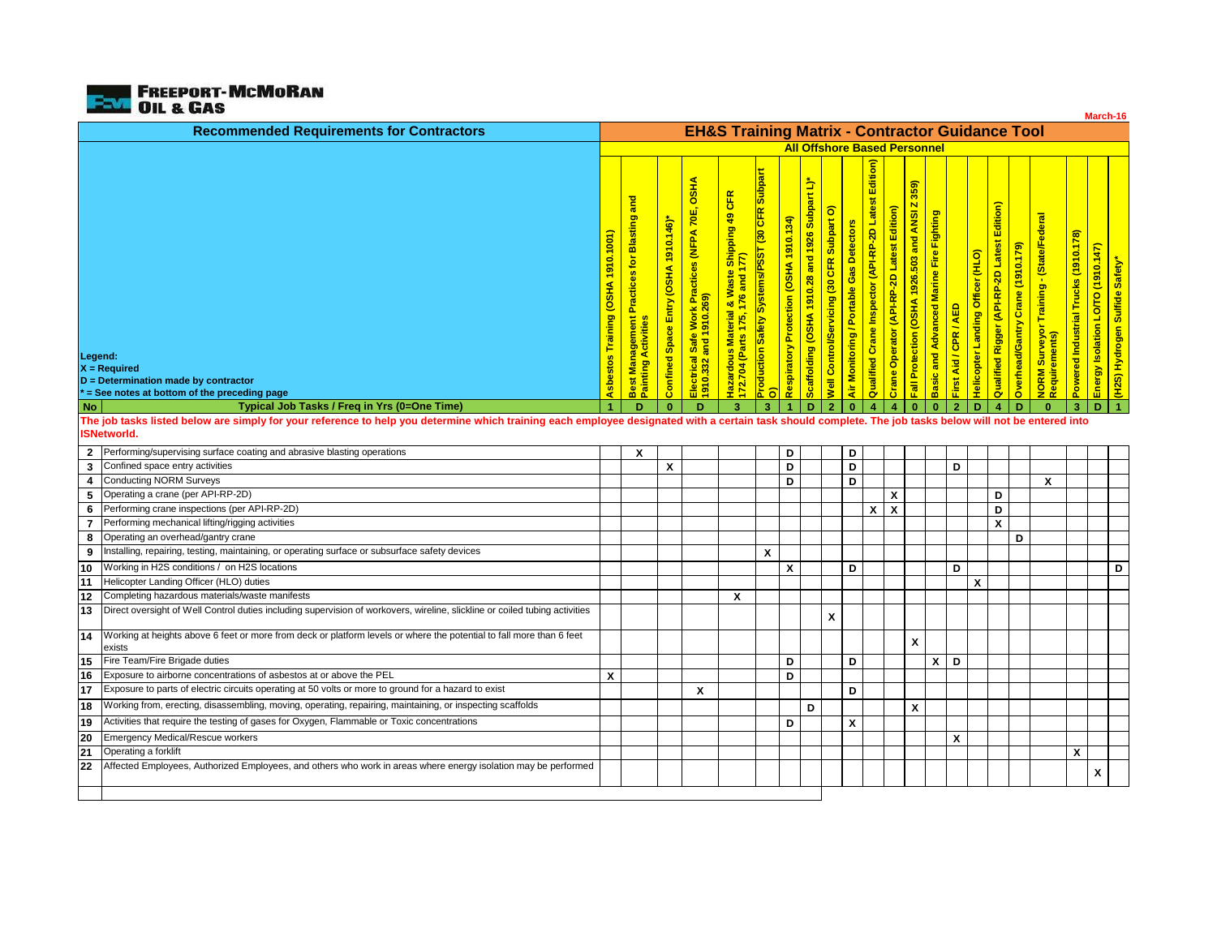**FREEPORT-McMoRAN OIL & GAS**

March-16

## Recommended Requirements for Contractors

## EH&S Training Matrix - Contractor Guidance Tool

### All Offshore Based Personnel

Legend:
X = Required
D = Determination made by contractor
* = See notes at bottom of the preceding page

| No | Typical Job Tasks / Freq in Yrs (0=One Time) | Asbestos Training (OSHA 1910.1001) | Best Management Practices for Blasting and Painting Activities | Confined Space Entry (OSHA 1910.146)* | Electrical Safe Work Practices (NFPA 70E, OSHA 1910.332 and 1910.269) | Hazardous Material & Waste Shipping 49 CFR 172.704 (Parts 175, 176 and 177) | Production Safety Systems/PSST (30 CFR Subpart O) | Respiratory Protection (OSHA 1910.134) | Scaffolding (OSHA 1910.28 and 1926 Subpart L)* | Well Control/Servicing (30 CFR Subpart O) | Air Monitoring / Portable Gas Detectors | Qualified Crane Inspector (API-RP-2D Latest Edition) | Crane Operator (API-RP-2D Latest Edition) | Fall Protection (OSHA 1926.503 and ANSI Z 359) | Basic and Advanced Marine Fire Fighting | First Aid / CPR / AED | Helicopter Landing Officer (HLO) | Qualified Rigger (API-RP-2D Latest Edition) | Overhead/Gantry Crane (1910.179) | NORM Surveyor Training - (State/Federal Requirements) | Powered Industrial Trucks (1910.178) | Energy Isolation LOTO (1910.147) | (H2S) Hydrogen Sulfide Safety* |
|---|---|---|---|---|---|---|---|---|---|---|---|---|---|---|---|---|---|---|---|---|---|---|---|
| | | 1 | D | 0 | D | 3 | 3 | 1 | D | 2 | 0 | 4 | 4 | 0 | 0 | 2 | D | 4 | D | 0 | 3 | D | 1 |

**The job tasks listed below are simply for your reference to help you determine which training each employee designated with a certain task should complete. The job tasks below will not be entered into ISNetworld.**

| No | Typical Job Tasks | Asbestos | Blasting/Painting | Confined Space | Electrical | HazMat Shipping | PSST | Respiratory | Scaffolding | Well Control | Air Monitoring | Crane Inspector | Crane Operator | Fall Protection | Fire Fighting | First Aid | HLO | Qualified Rigger | Overhead/Gantry Crane | NORM Surveyor | Powered Industrial Trucks | LOTO | H2S |
|---|---|---|---|---|---|---|---|---|---|---|---|---|---|---|---|---|---|---|---|---|---|---|---|
| 2 | Performing/supervising surface coating and abrasive blasting operations | | X | | | | | D | | | D | | | | | | | | | | | | |
| 3 | Confined space entry activities | | | X | | | | D | | | D | | | | | D | | | | | | | |
| 4 | Conducting NORM Surveys | | | | | | | D | | | D | | | | | | | | | X | | | |
| 5 | Operating a crane (per API-RP-2D) | | | | | | | | | | | | X | | | | | D | | | | | |
| 6 | Performing crane inspections (per API-RP-2D) | | | | | | | | | | | X | X | | | | | D | | | | | |
| 7 | Performing mechanical lifting/rigging activities | | | | | | | | | | | | | | | | | X | | | | | |
| 8 | Operating an overhead/gantry crane | | | | | | | | | | | | | | | | | | D | | | | |
| 9 | Installing, repairing, testing, maintaining, or operating surface or subsurface safety devices | | | | | | X | | | | | | | | | | | | | | | | |
| 10 | Working in H2S conditions / on H2S locations | | | | | | | X | | | D | | | | | D | | | | | | | D |
| 11 | Helicopter Landing Officer (HLO) duties | | | | | | | | | | | | | | | | X | | | | | | |
| 12 | Completing hazardous materials/waste manifests | | | | | X | | | | | | | | | | | | | | | | | |
| 13 | Direct oversight of Well Control duties including supervision of workovers, wireline, slickline or coiled tubing activities | | | | | | | | | X | | | | | | | | | | | | | |
| 14 | Working at heights above 6 feet or more from deck or platform levels or where the potential to fall more than 6 feet exists | | | | | | | | | | | | | X | | | | | | | | | |
| 15 | Fire Team/Fire Brigade duties | | | | | | | D | | | D | | | | X | D | | | | | | | |
| 16 | Exposure to airborne concentrations of asbestos at or above the PEL | X | | | | | | D | | | | | | | | | | | | | | | |
| 17 | Exposure to parts of electric circuits operating at 50 volts or more to ground for a hazard to exist | | | | X | | | | | | D | | | | | | | | | | | | |
| 18 | Working from, erecting, disassembling, moving, operating, repairing, maintaining, or inspecting scaffolds | | | | | | | | D | | | | | X | | | | | | | | | |
| 19 | Activities that require the testing of gases for Oxygen, Flammable or Toxic concentrations | | | | | | | D | | | X | | | | | | | | | | | | |
| 20 | Emergency Medical/Rescue workers | | | | | | | | | | | | | | | X | | | | | | | |
| 21 | Operating a forklift | | | | | | | | | | | | | | | | | | | | X | | |
| 22 | Affected Employees, Authorized Employees, and others who work in areas where energy isolation may be performed | | | | | | | | | | | | | | | | | | | | | X | |